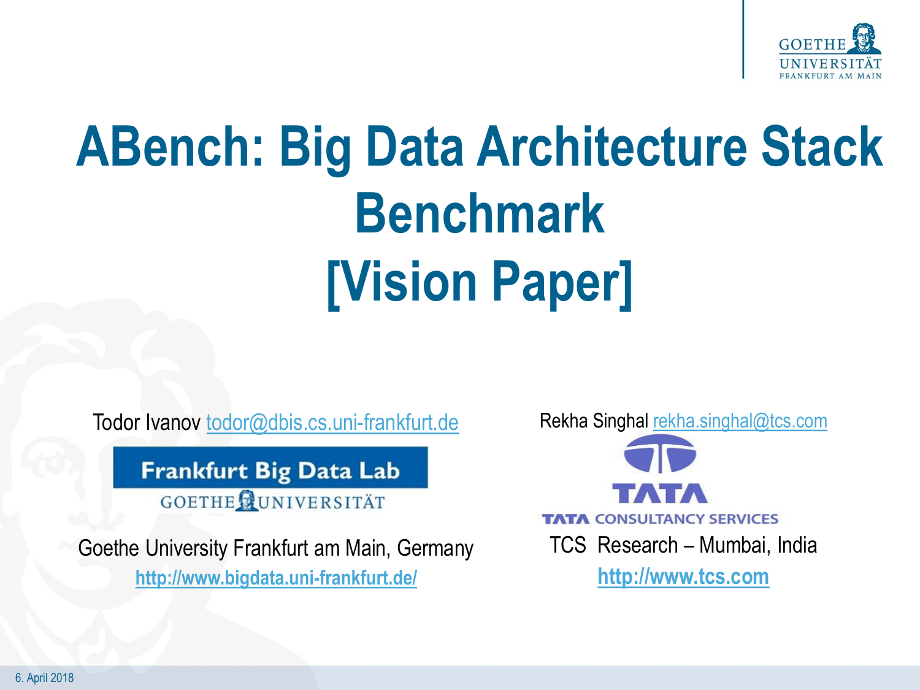# ABench: Big Data Architecture Stack Benchmark [Vision Paper]

Todor Ivanov todor@dbis.cs.uni-frankfurt.de

Frankfurt Big Data Lab

GOETHE UNIVERSITÄT

Goethe University Frankfurt am Main, Germany

http://www.bigdata.uni-frankfurt.de/

Rekha Singhal rekha.singhal@tcs.com

TATA

TATA CONSULTANCY SERVICES

TCS Research – Mumbai, India

http://www.tcs.com

6. April 2018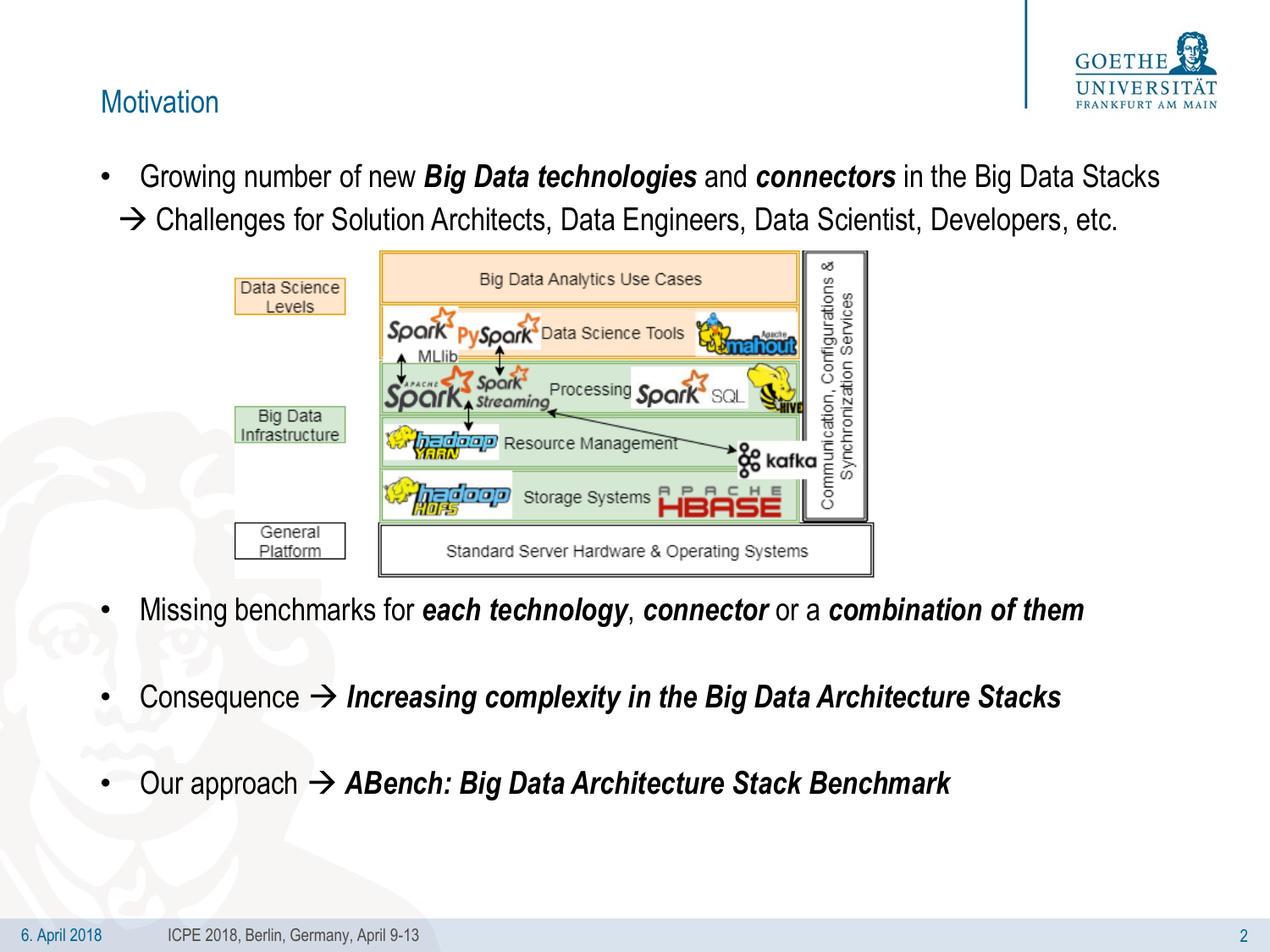## Motivation

- Growing number of new ***Big Data technologies*** and ***connectors*** in the Big Data Stacks
  → Challenges for Solution Architects, Data Engineers, Data Scientist, Developers, etc.

| Data Science Levels | Big Data Analytics Use Cases | Communication, Configurations & Synchronization Services |
|---|---|---|
| | Spark MLlib, PySpark — Data Science Tools — Apache mahout | |
| Big Data Infrastructure | Apache Spark, Spark Streaming — Processing — Spark SQL, Hive | |
| | Hadoop YARN — Resource Management — kafka | |
| | Hadoop HDFS — Storage Systems — Apache HBase | |
| General Platform | Standard Server Hardware & Operating Systems | |

- Missing benchmarks for ***each technology***, ***connector*** or a ***combination of them***

- Consequence → ***Increasing complexity in the Big Data Architecture Stacks***

- Our approach → ***ABench: Big Data Architecture Stack Benchmark***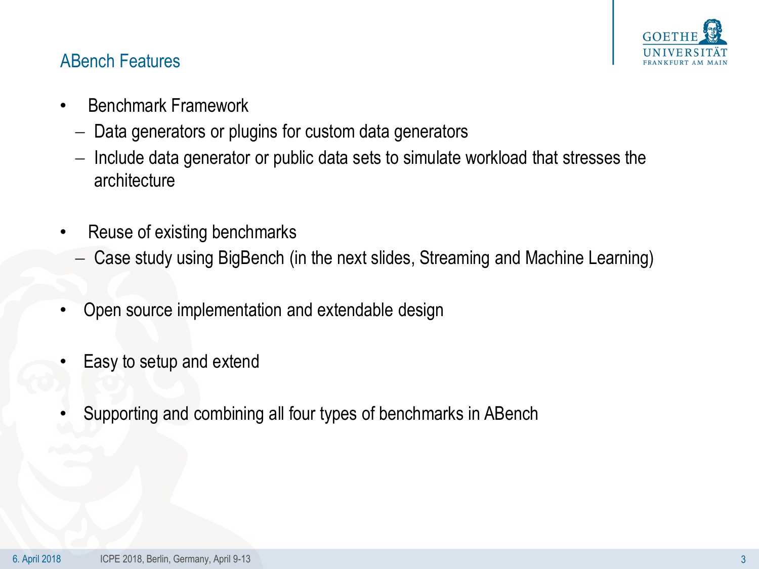## ABench Features

- Benchmark Framework
  - Data generators or plugins for custom data generators
  - Include data generator or public data sets to simulate workload that stresses the architecture
- Reuse of existing benchmarks
  - Case study using BigBench (in the next slides, Streaming and Machine Learning)
- Open source implementation and extendable design
- Easy to setup and extend
- Supporting and combining all four types of benchmarks in ABench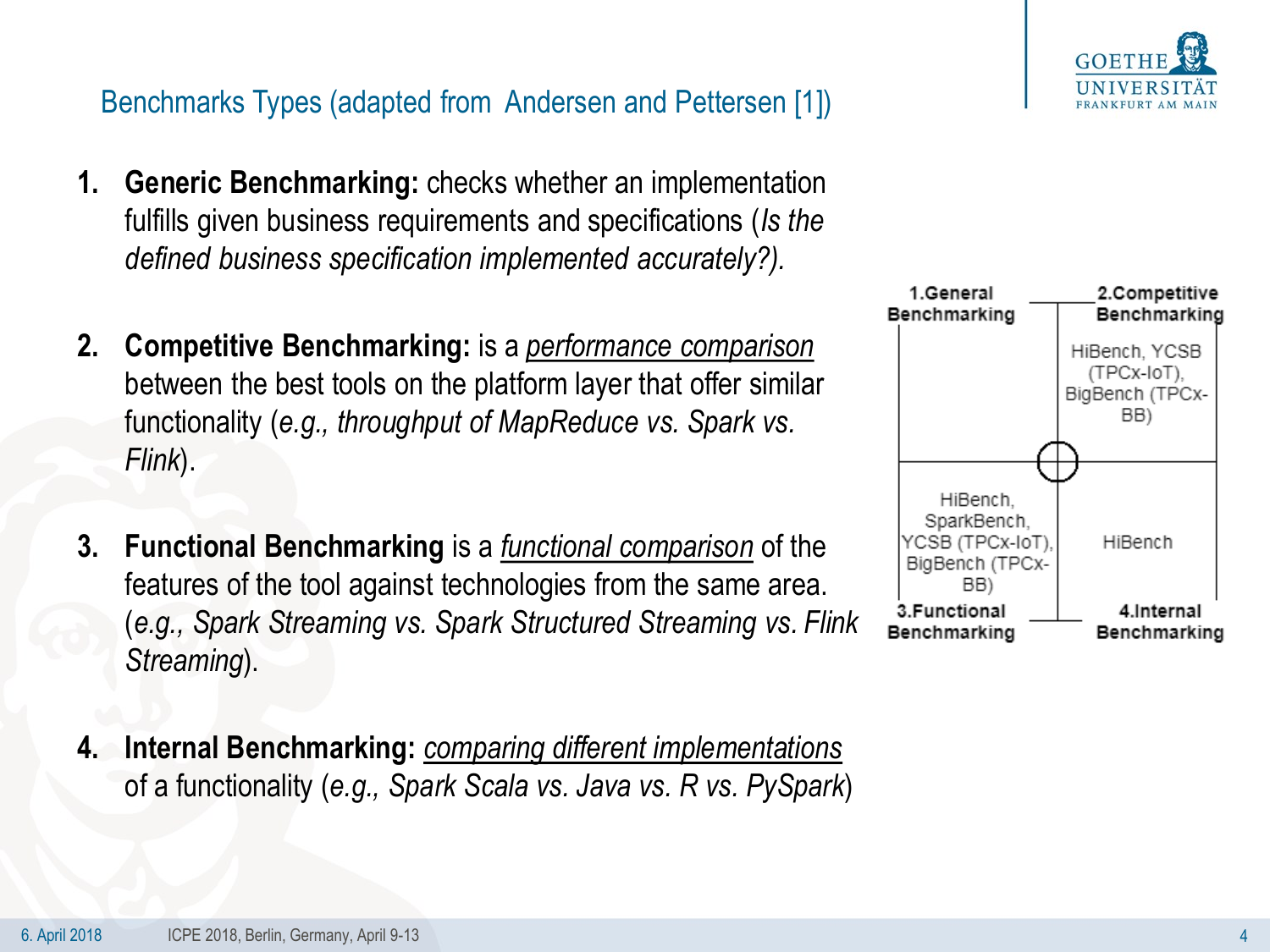## Benchmarks Types (adapted from Andersen and Pettersen [1])

1. **Generic Benchmarking:** checks whether an implementation fulfills given business requirements and specifications (*Is the defined business specification implemented accurately?).*

2. **Competitive Benchmarking:** is a *performance comparison* between the best tools on the platform layer that offer similar functionality (*e.g., throughput of MapReduce vs. Spark vs. Flink*).

3. **Functional Benchmarking** is a *functional comparison* of the features of the tool against technologies from the same area. (*e.g., Spark Streaming vs. Spark Structured Streaming vs. Flink Streaming*).

4. **Internal Benchmarking:** *comparing different implementations* of a functionality (*e.g., Spark Scala vs. Java vs. R vs. PySpark*)

| 1.General Benchmarking | 2.Competitive Benchmarking |
| --- | --- |
| | HiBench, YCSB (TPCx-IoT), BigBench (TPCx-BB) |
| HiBench, SparkBench, YCSB (TPCx-IoT), BigBench (TPCx-BB) | HiBench |
| **3.Functional Benchmarking** | **4.Internal Benchmarking** |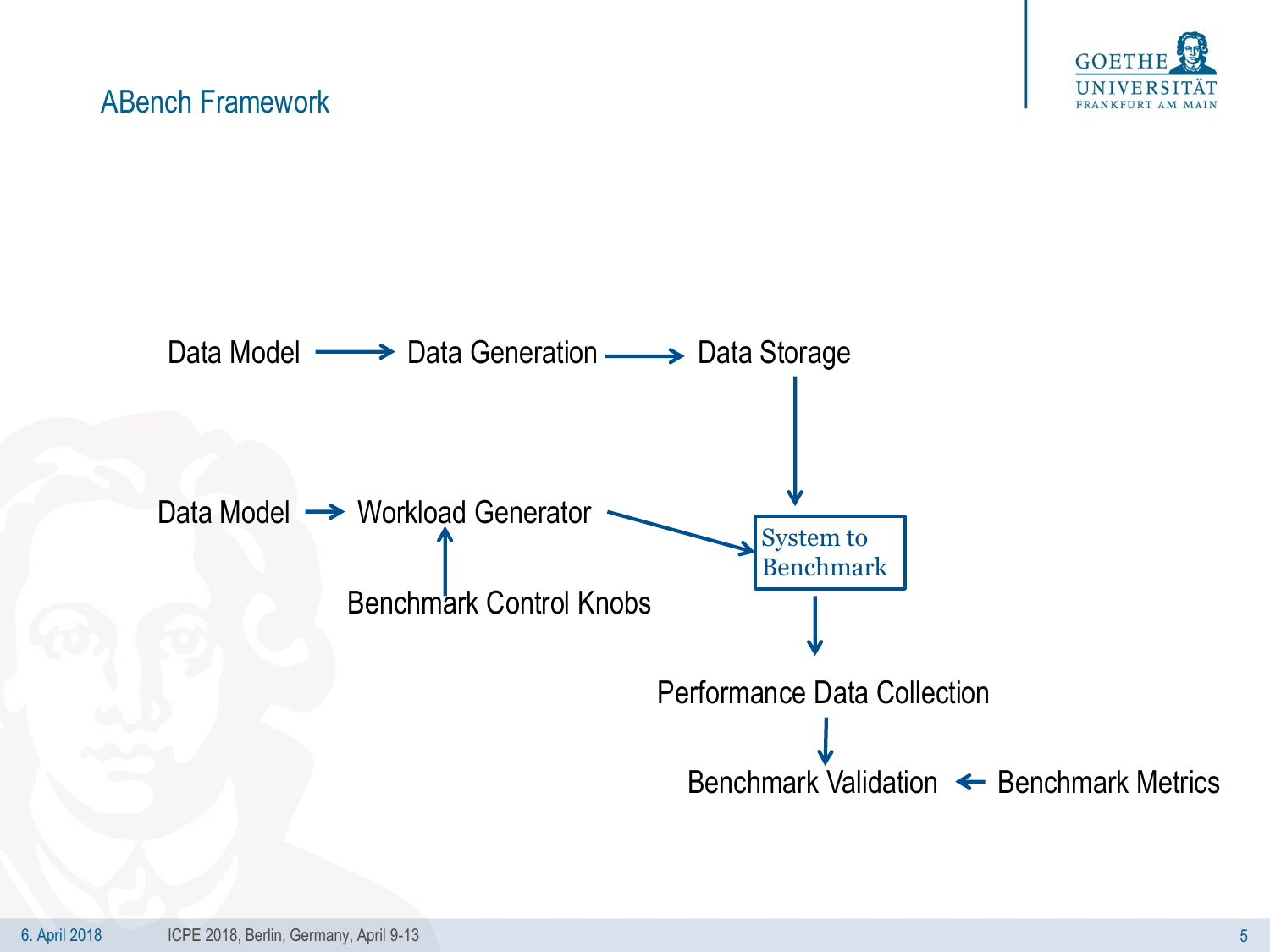## ABench Framework

Data Model → Data Generation → Data Storage

Data Model → Workload Generator

Benchmark Control Knobs

System to Benchmark

Performance Data Collection

Benchmark Validation ← Benchmark Metrics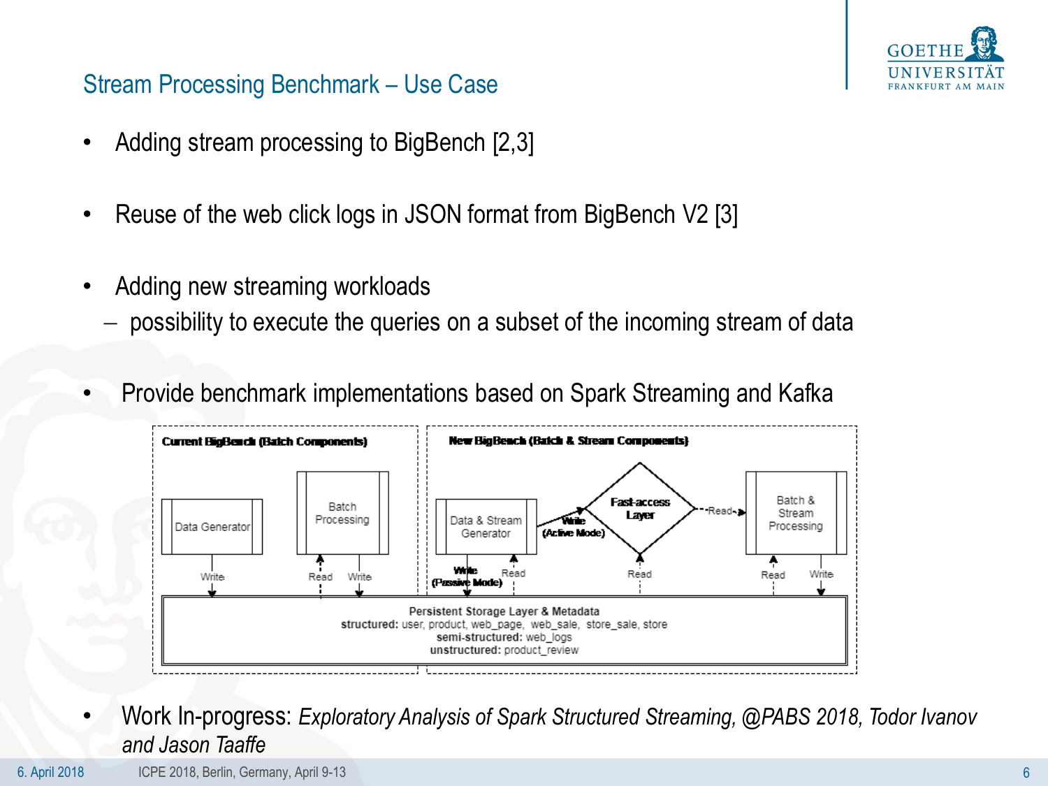## Stream Processing Benchmark – Use Case

- Adding stream processing to BigBench [2,3]
- Reuse of the web click logs in JSON format from BigBench V2 [3]
- Adding new streaming workloads
  - possibility to execute the queries on a subset of the incoming stream of data
- Provide benchmark implementations based on Spark Streaming and Kafka

**Current BigBench (Batch Components)**

Data Generator — Write

Batch Processing — Read, Write

**New BigBench (Batch & Stream Components)**

Data & Stream Generator — Write (Active Mode), Write (Passive Mode), Read

Fast-access Layer — Read

Batch & Stream Processing — Read, Write

Persistent Storage Layer & Metadata
**structured:** user, product, web_page, web_sale, store_sale, store
**semi-structured:** web_logs
**unstructured:** product_review

- Work In-progress: *Exploratory Analysis of Spark Structured Streaming, @PABS 2018, Todor Ivanov and Jason Taaffe*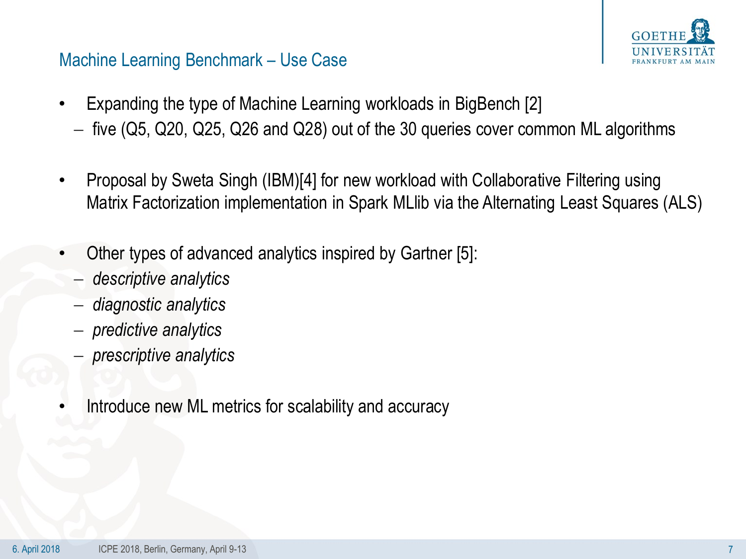## Machine Learning Benchmark – Use Case

- Expanding the type of Machine Learning workloads in BigBench [2]
  - five (Q5, Q20, Q25, Q26 and Q28) out of the 30 queries cover common ML algorithms

- Proposal by Sweta Singh (IBM)[4] for new workload with Collaborative Filtering using Matrix Factorization implementation in Spark MLlib via the Alternating Least Squares (ALS)

- Other types of advanced analytics inspired by Gartner [5]:
  - *descriptive analytics*
  - *diagnostic analytics*
  - *predictive analytics*
  - *prescriptive analytics*

- Introduce new ML metrics for scalability and accuracy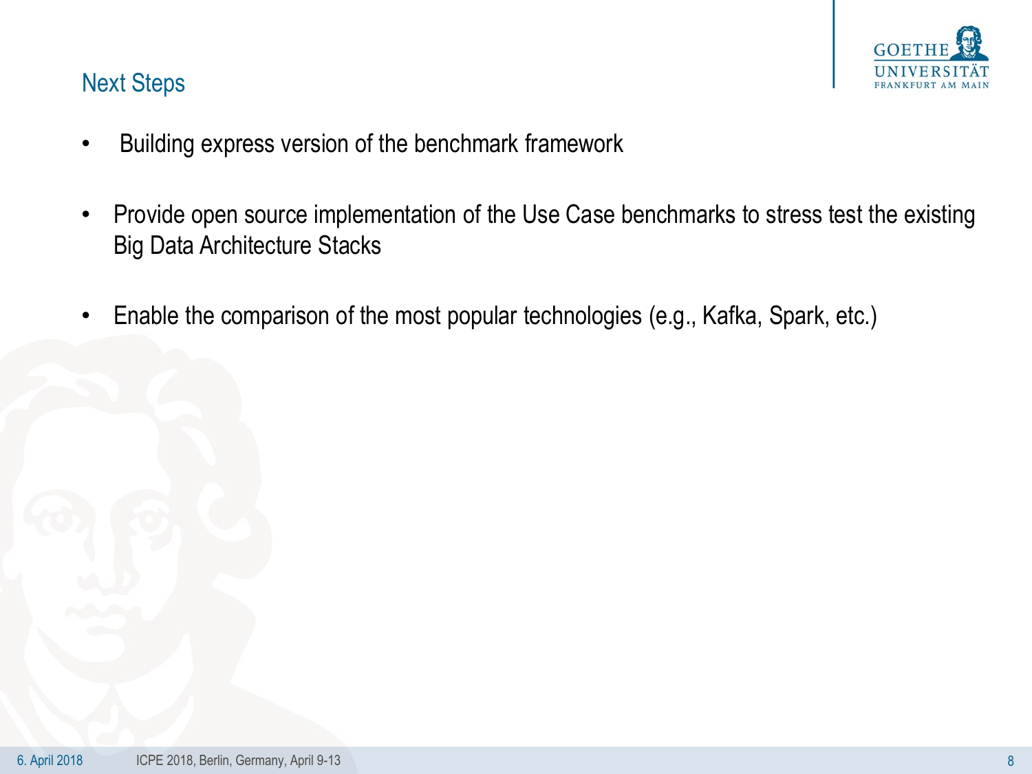## Next Steps

- Building express version of the benchmark framework
- Provide open source implementation of the Use Case benchmarks to stress test the existing Big Data Architecture Stacks
- Enable the comparison of the most popular technologies (e.g., Kafka, Spark, etc.)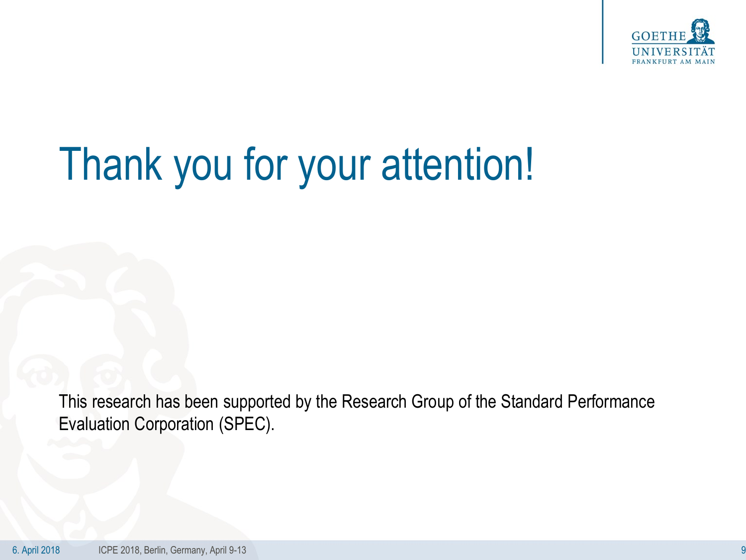# Thank you for your attention!

This research has been supported by the Research Group of the Standard Performance Evaluation Corporation (SPEC).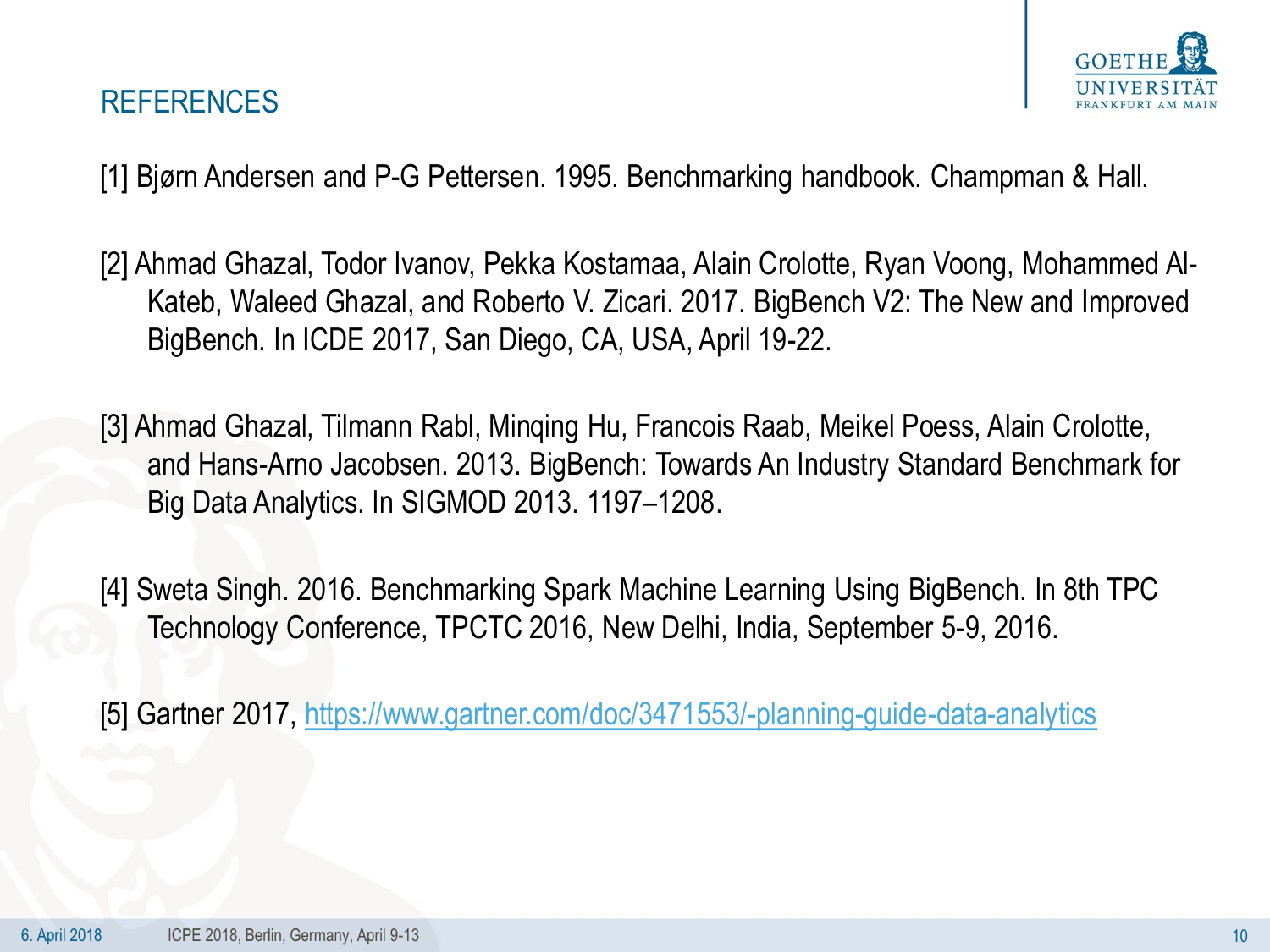## REFERENCES

[1] Bjørn Andersen and P-G Pettersen. 1995. Benchmarking handbook. Champman & Hall.

[2] Ahmad Ghazal, Todor Ivanov, Pekka Kostamaa, Alain Crolotte, Ryan Voong, Mohammed Al-Kateb, Waleed Ghazal, and Roberto V. Zicari. 2017. BigBench V2: The New and Improved BigBench. In ICDE 2017, San Diego, CA, USA, April 19-22.

[3] Ahmad Ghazal, Tilmann Rabl, Minqing Hu, Francois Raab, Meikel Poess, Alain Crolotte, and Hans-Arno Jacobsen. 2013. BigBench: Towards An Industry Standard Benchmark for Big Data Analytics. In SIGMOD 2013. 1197–1208.

[4] Sweta Singh. 2016. Benchmarking Spark Machine Learning Using BigBench. In 8th TPC Technology Conference, TPCTC 2016, New Delhi, India, September 5-9, 2016.

[5] Gartner 2017, https://www.gartner.com/doc/3471553/-planning-guide-data-analytics